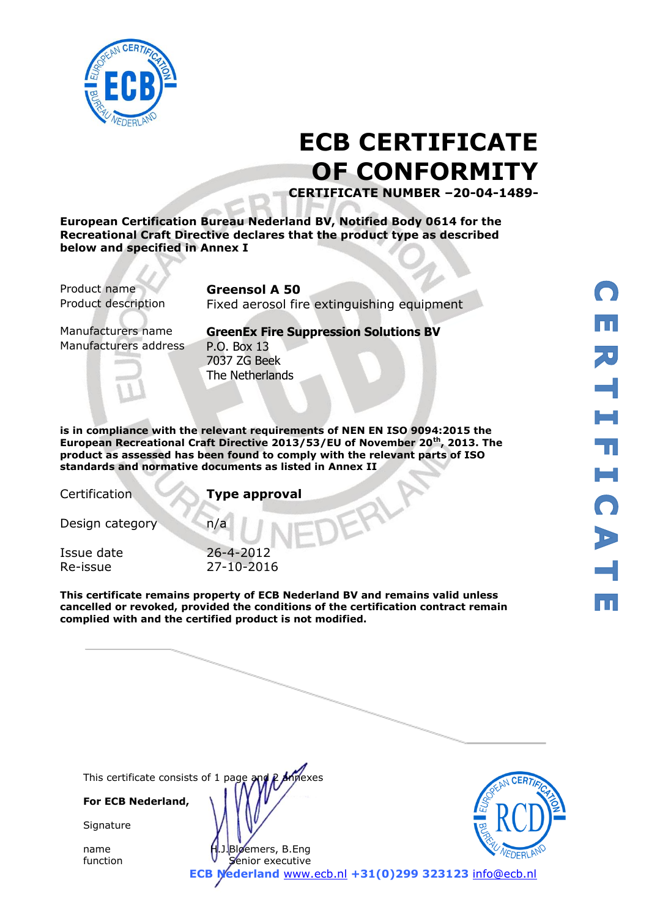# ECB CERTIFICATE OF CONFORMITY

**CERTIFICATE NUMBER –20-04-1489-**

**European Certification Bureau Nederland BV, Notified Body 0614 for the Recreational Craft Directive declares that the product type as described below and specified in Annex I**

| | |
|---|---|
| Product name | **Greensol A 50** |
| Product description | Fixed aerosol fire extinguishing equipment |
| Manufacturers name | **GreenEx Fire Suppression Solutions BV** |
| Manufacturers address | P.O. Box 13<br>7037 ZG Beek<br>The Netherlands |

**is in compliance with the relevant requirements of NEN EN ISO 9094:2015 the European Recreational Craft Directive 2013/53/EU of November 20th, 2013. The product as assessed has been found to comply with the relevant parts of ISO standards and normative documents as listed in Annex II**

| | |
|---|---|
| Certification | **Type approval** |
| Design category | n/a |
| Issue date | 26-4-2012 |
| Re-issue | 27-10-2016 |

**This certificate remains property of ECB Nederland BV and remains valid unless cancelled or revoked, provided the conditions of the certification contract remain complied with and the certified product is not modified.**

This certificate consists of 1 page and 2 annexes

**For ECB Nederland,**

Signature

name: H.J.Bloemers, B.Eng
function: Senior executive

**ECB Nederland** www.ecb.nl **+31(0)299 323123** info@ecb.nl

CERTIFICATE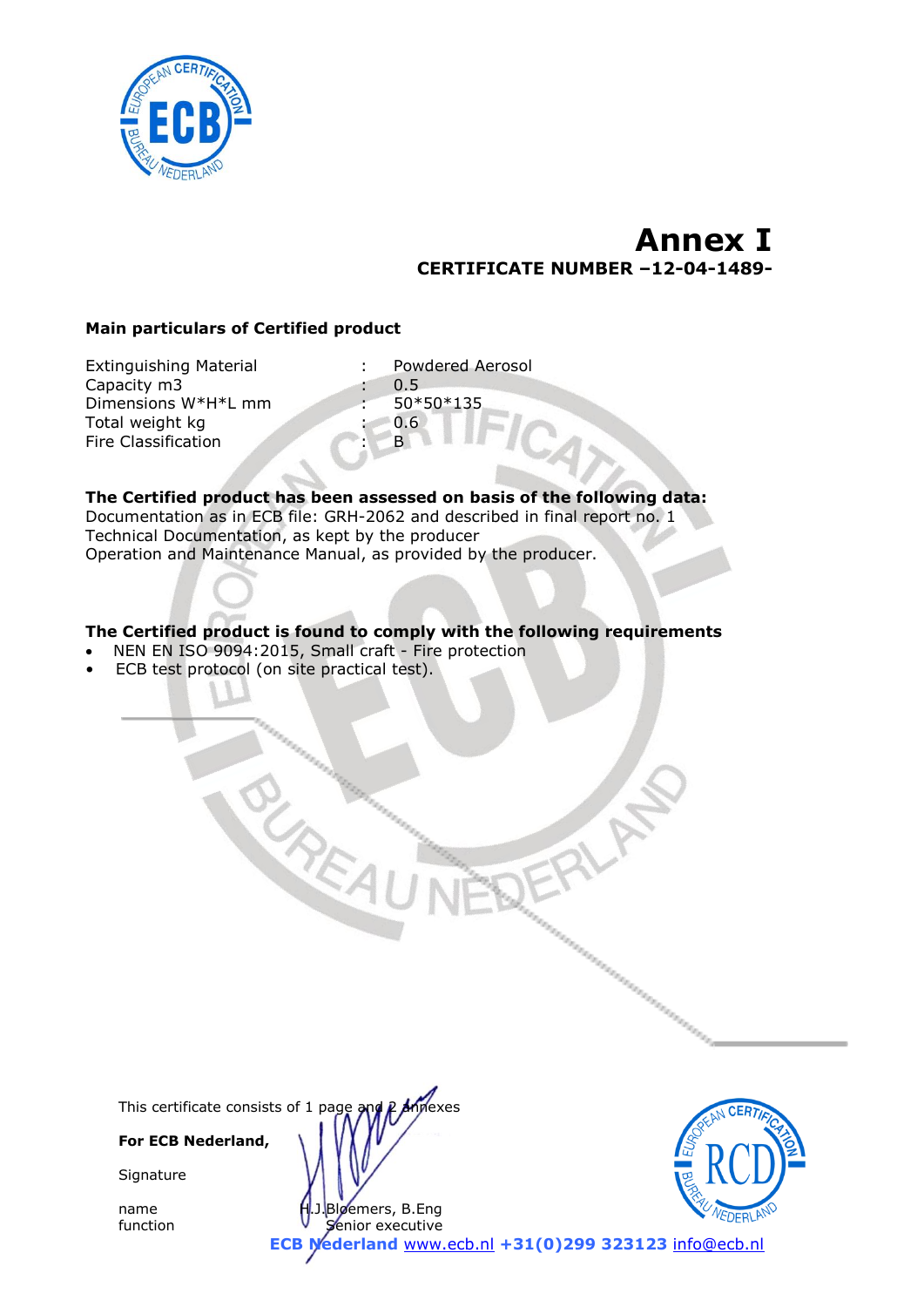# Annex I

**CERTIFICATE NUMBER –12-04-1489-**

**Main particulars of Certified product**

| | | |
|---|---|---|
| Extinguishing Material | : | Powdered Aerosol |
| Capacity m3 | : | 0.5 |
| Dimensions W*H*L mm | : | 50*50*135 |
| Total weight kg | : | 0.6 |
| Fire Classification | : | B |

**The Certified product has been assessed on basis of the following data:**

Documentation as in ECB file: GRH-2062 and described in final report no. 1
Technical Documentation, as kept by the producer
Operation and Maintenance Manual, as provided by the producer.

**The Certified product is found to comply with the following requirements**

- NEN EN ISO 9094:2015, Small craft - Fire protection
- ECB test protocol (on site practical test).

This certificate consists of 1 page and 2 annexes

**For ECB Nederland,**

Signature

name H.J.Bloemers, B.Eng
function Senior executive

**ECB Nederland** www.ecb.nl **+31(0)299 323123** info@ecb.nl